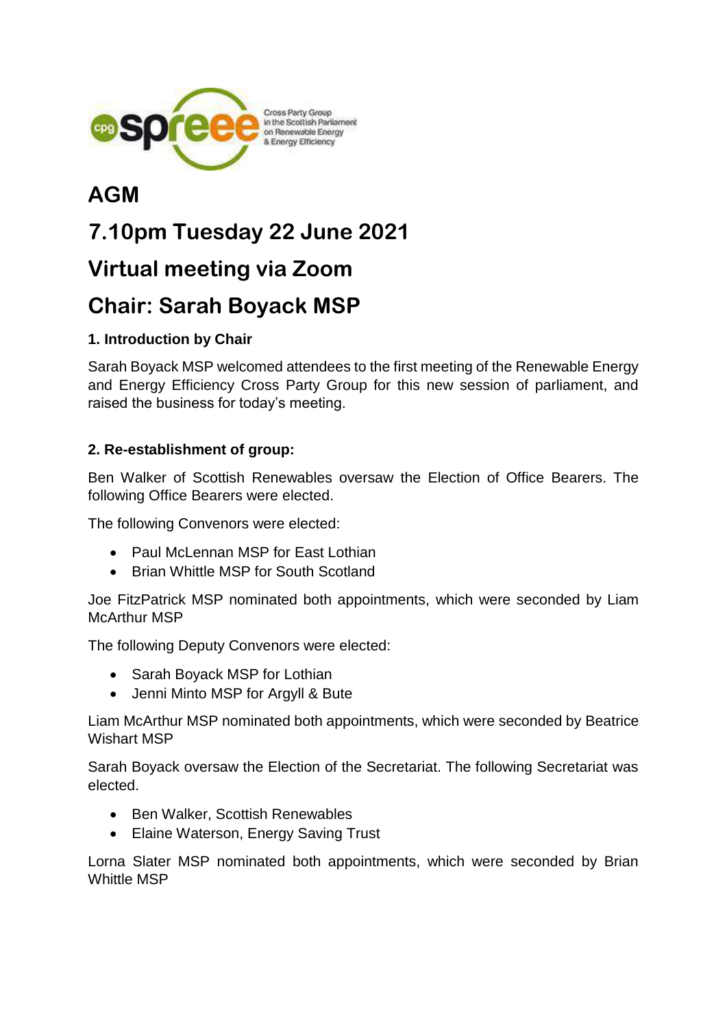# AGM

# 7.10pm Tuesday 22 June 2021

# Virtual meeting via Zoom

# Chair: Sarah Boyack MSP

### 1. Introduction by Chair

Sarah Boyack MSP welcomed attendees to the first meeting of the Renewable Energy and Energy Efficiency Cross Party Group for this new session of parliament, and raised the business for today's meeting.

### 2. Re-establishment of group:

Ben Walker of Scottish Renewables oversaw the Election of Office Bearers. The following Office Bearers were elected.

The following Convenors were elected:

- Paul McLennan MSP for East Lothian
- Brian Whittle MSP for South Scotland

Joe FitzPatrick MSP nominated both appointments, which were seconded by Liam McArthur MSP

The following Deputy Convenors were elected:

- Sarah Boyack MSP for Lothian
- Jenni Minto MSP for Argyll & Bute

Liam McArthur MSP nominated both appointments, which were seconded by Beatrice Wishart MSP

Sarah Boyack oversaw the Election of the Secretariat. The following Secretariat was elected.

- Ben Walker, Scottish Renewables
- Elaine Waterson, Energy Saving Trust

Lorna Slater MSP nominated both appointments, which were seconded by Brian Whittle MSP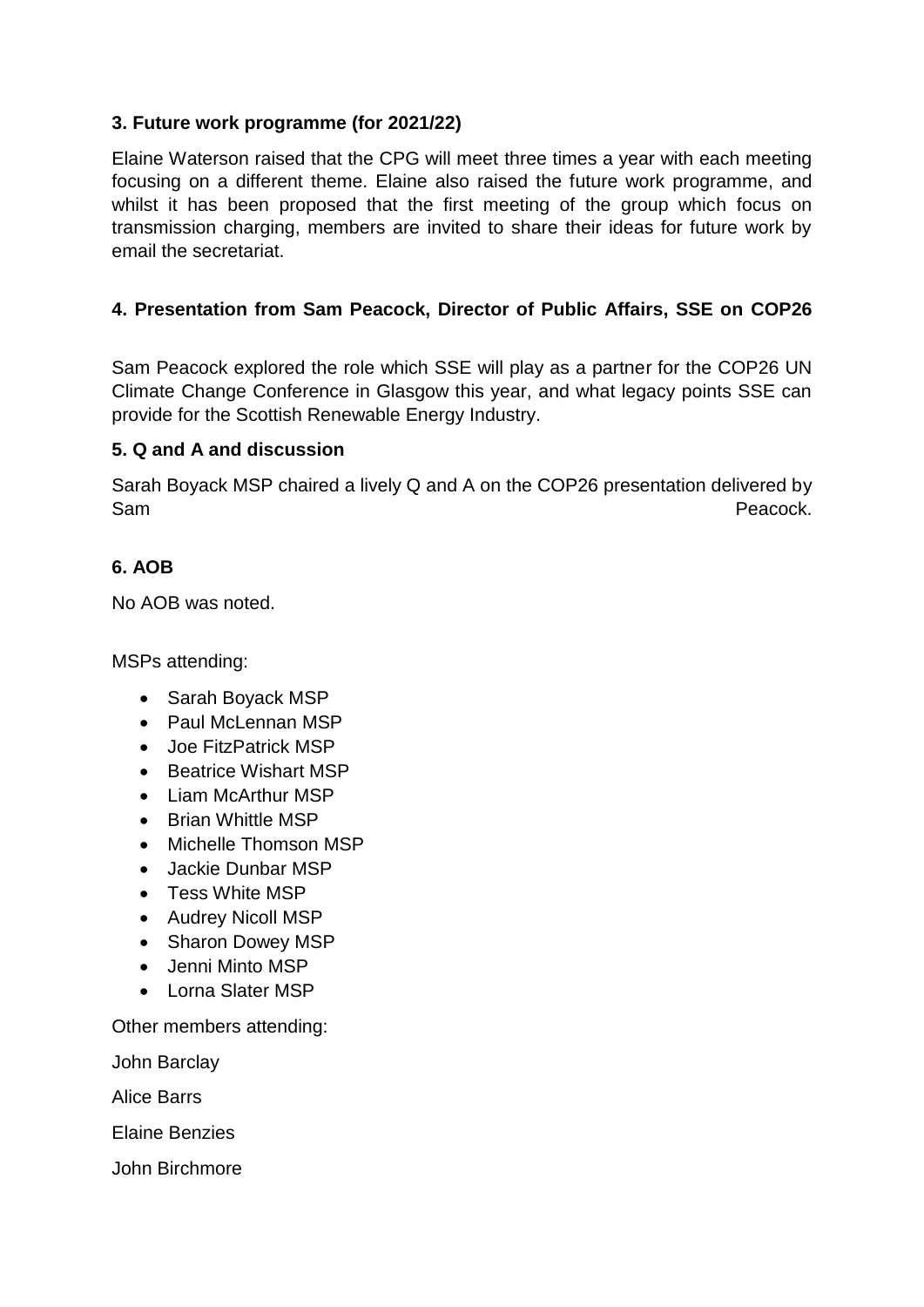**3. Future work programme (for 2021/22)**

Elaine Waterson raised that the CPG will meet three times a year with each meeting focusing on a different theme. Elaine also raised the future work programme, and whilst it has been proposed that the first meeting of the group which focus on transmission charging, members are invited to share their ideas for future work by email the secretariat.

**4. Presentation from Sam Peacock, Director of Public Affairs, SSE on COP26**

Sam Peacock explored the role which SSE will play as a partner for the COP26 UN Climate Change Conference in Glasgow this year, and what legacy points SSE can provide for the Scottish Renewable Energy Industry.

**5. Q and A and discussion**

Sarah Boyack MSP chaired a lively Q and A on the COP26 presentation delivered by Sam Peacock.

**6. AOB**

No AOB was noted.

MSPs attending:

- Sarah Boyack MSP
- Paul McLennan MSP
- Joe FitzPatrick MSP
- Beatrice Wishart MSP
- Liam McArthur MSP
- Brian Whittle MSP
- Michelle Thomson MSP
- Jackie Dunbar MSP
- Tess White MSP
- Audrey Nicoll MSP
- Sharon Dowey MSP
- Jenni Minto MSP
- Lorna Slater MSP

Other members attending:

John Barclay

Alice Barrs

Elaine Benzies

John Birchmore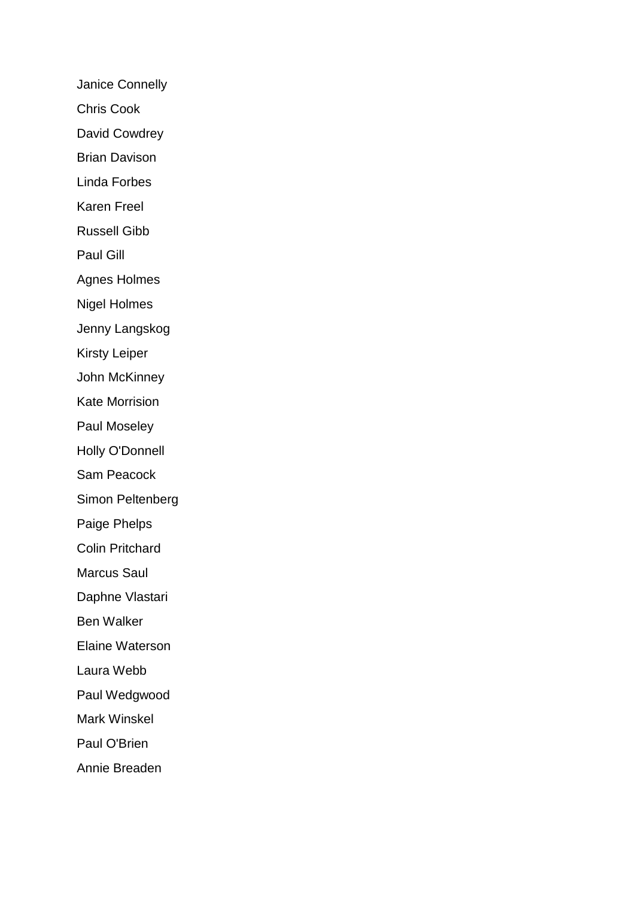Janice Connelly

Chris Cook

David Cowdrey

Brian Davison

Linda Forbes

Karen Freel

Russell Gibb

Paul Gill

Agnes Holmes

Nigel Holmes

Jenny Langskog

Kirsty Leiper

John McKinney

Kate Morrision

Paul Moseley

Holly O'Donnell

Sam Peacock

Simon Peltenberg

Paige Phelps

Colin Pritchard

Marcus Saul

Daphne Vlastari

Ben Walker

Elaine Waterson

Laura Webb

Paul Wedgwood

Mark Winskel

Paul O'Brien

Annie Breaden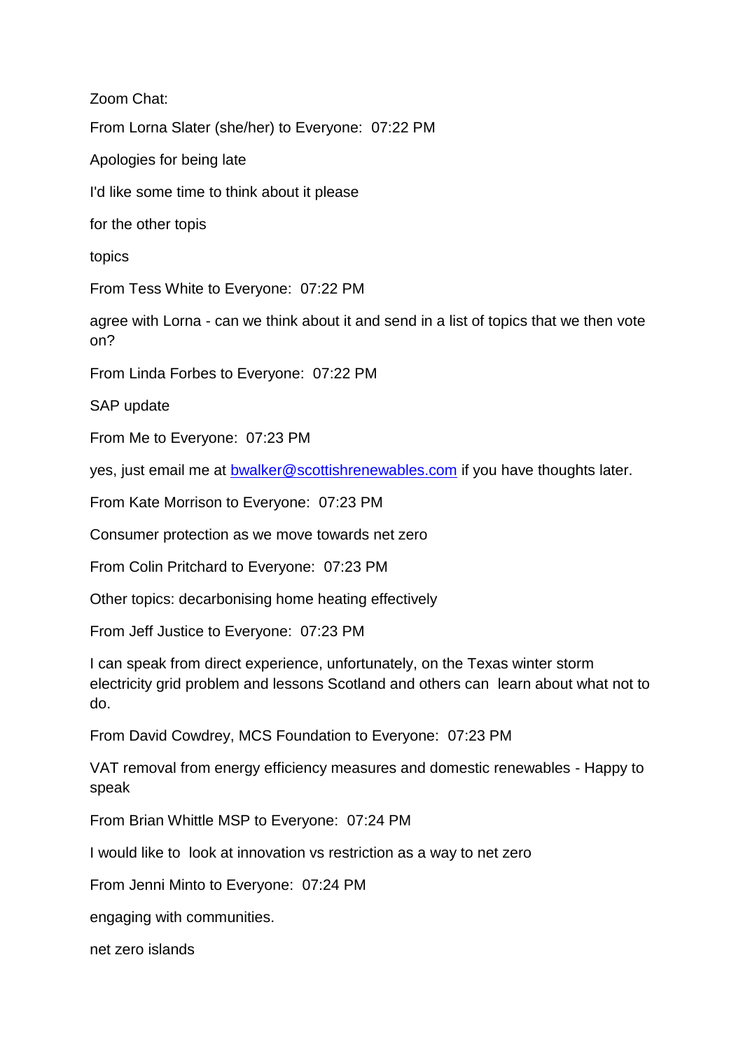Zoom Chat:

From Lorna Slater (she/her) to Everyone:  07:22 PM

Apologies for being late

I'd like some time to think about it please

for the other topis

topics

From Tess White to Everyone:  07:22 PM

agree with Lorna - can we think about it and send in a list of topics that we then vote on?

From Linda Forbes to Everyone:  07:22 PM

SAP update

From Me to Everyone:  07:23 PM

yes, just email me at [bwalker@scottishrenewables.com](mailto:bwalker@scottishrenewables.com) if you have thoughts later.

From Kate Morrison to Everyone:  07:23 PM

Consumer protection as we move towards net zero

From Colin Pritchard to Everyone:  07:23 PM

Other topics: decarbonising home heating effectively

From Jeff Justice to Everyone:  07:23 PM

I can speak from direct experience, unfortunately, on the Texas winter storm electricity grid problem and lessons Scotland and others can  learn about what not to do.

From David Cowdrey, MCS Foundation to Everyone:  07:23 PM

VAT removal from energy efficiency measures and domestic renewables - Happy to speak

From Brian Whittle MSP to Everyone:  07:24 PM

I would like to  look at innovation vs restriction as a way to net zero

From Jenni Minto to Everyone:  07:24 PM

engaging with communities.

net zero islands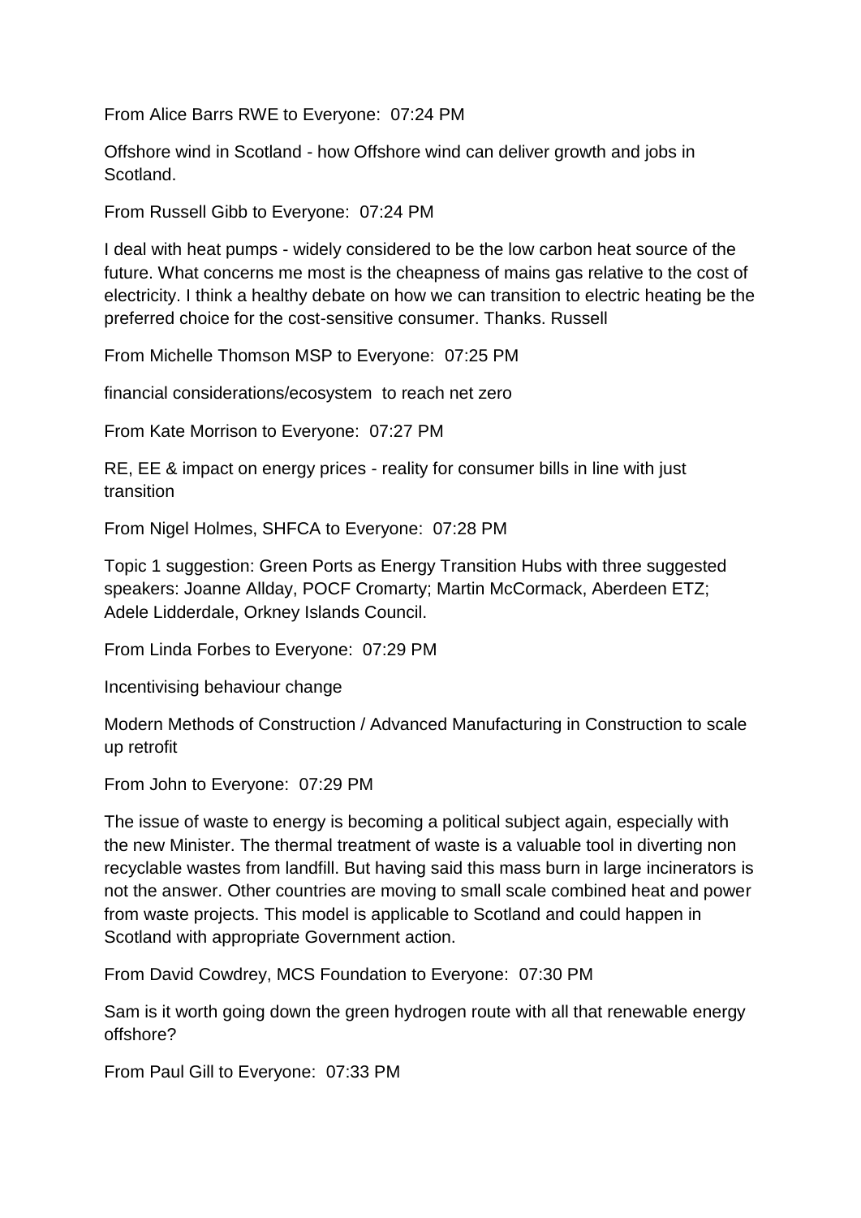From Alice Barrs RWE to Everyone: 07:24 PM

Offshore wind in Scotland - how Offshore wind can deliver growth and jobs in Scotland.

From Russell Gibb to Everyone: 07:24 PM

I deal with heat pumps - widely considered to be the low carbon heat source of the future. What concerns me most is the cheapness of mains gas relative to the cost of electricity. I think a healthy debate on how we can transition to electric heating be the preferred choice for the cost-sensitive consumer. Thanks. Russell

From Michelle Thomson MSP to Everyone: 07:25 PM

financial considerations/ecosystem to reach net zero

From Kate Morrison to Everyone: 07:27 PM

RE, EE & impact on energy prices - reality for consumer bills in line with just transition

From Nigel Holmes, SHFCA to Everyone: 07:28 PM

Topic 1 suggestion: Green Ports as Energy Transition Hubs with three suggested speakers: Joanne Allday, POCF Cromarty; Martin McCormack, Aberdeen ETZ; Adele Lidderdale, Orkney Islands Council.

From Linda Forbes to Everyone: 07:29 PM

Incentivising behaviour change

Modern Methods of Construction / Advanced Manufacturing in Construction to scale up retrofit

From John to Everyone: 07:29 PM

The issue of waste to energy is becoming a political subject again, especially with the new Minister. The thermal treatment of waste is a valuable tool in diverting non recyclable wastes from landfill. But having said this mass burn in large incinerators is not the answer. Other countries are moving to small scale combined heat and power from waste projects. This model is applicable to Scotland and could happen in Scotland with appropriate Government action.

From David Cowdrey, MCS Foundation to Everyone: 07:30 PM

Sam is it worth going down the green hydrogen route with all that renewable energy offshore?

From Paul Gill to Everyone: 07:33 PM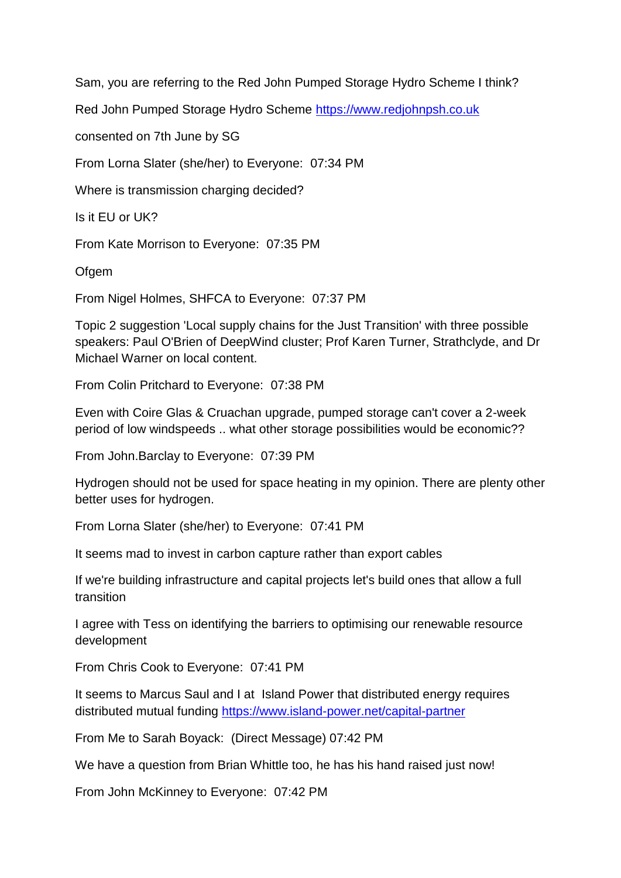Sam, you are referring to the Red John Pumped Storage Hydro Scheme I think?

Red John Pumped Storage Hydro Scheme [https://www.redjohnpsh.co.uk](https://www.redjohnpsh.co.uk)

consented on 7th June by SG

From Lorna Slater (she/her) to Everyone: 07:34 PM

Where is transmission charging decided?

Is it EU or UK?

From Kate Morrison to Everyone: 07:35 PM

Ofgem

From Nigel Holmes, SHFCA to Everyone: 07:37 PM

Topic 2 suggestion 'Local supply chains for the Just Transition' with three possible speakers: Paul O'Brien of DeepWind cluster; Prof Karen Turner, Strathclyde, and Dr Michael Warner on local content.

From Colin Pritchard to Everyone: 07:38 PM

Even with Coire Glas & Cruachan upgrade, pumped storage can't cover a 2-week period of low windspeeds .. what other storage possibilities would be economic??

From John.Barclay to Everyone: 07:39 PM

Hydrogen should not be used for space heating in my opinion. There are plenty other better uses for hydrogen.

From Lorna Slater (she/her) to Everyone: 07:41 PM

It seems mad to invest in carbon capture rather than export cables

If we're building infrastructure and capital projects let's build ones that allow a full transition

I agree with Tess on identifying the barriers to optimising our renewable resource development

From Chris Cook to Everyone: 07:41 PM

It seems to Marcus Saul and I at Island Power that distributed energy requires distributed mutual funding [https://www.island-power.net/capital-partner](https://www.island-power.net/capital-partner)

From Me to Sarah Boyack: (Direct Message) 07:42 PM

We have a question from Brian Whittle too, he has his hand raised just now!

From John McKinney to Everyone: 07:42 PM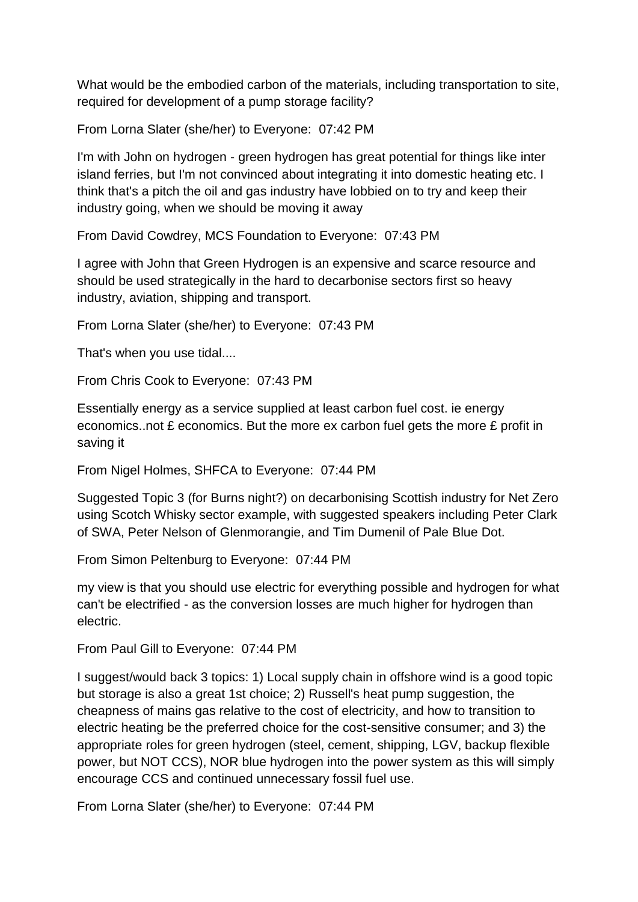What would be the embodied carbon of the materials, including transportation to site, required for development of a pump storage facility?

From Lorna Slater (she/her) to Everyone: 07:42 PM

I'm with John on hydrogen - green hydrogen has great potential for things like inter island ferries, but I'm not convinced about integrating it into domestic heating etc. I think that's a pitch the oil and gas industry have lobbied on to try and keep their industry going, when we should be moving it away

From David Cowdrey, MCS Foundation to Everyone: 07:43 PM

I agree with John that Green Hydrogen is an expensive and scarce resource and should be used strategically in the hard to decarbonise sectors first so heavy industry, aviation, shipping and transport.

From Lorna Slater (she/her) to Everyone: 07:43 PM

That's when you use tidal....

From Chris Cook to Everyone: 07:43 PM

Essentially energy as a service supplied at least carbon fuel cost. ie energy economics..not £ economics. But the more ex carbon fuel gets the more £ profit in saving it

From Nigel Holmes, SHFCA to Everyone: 07:44 PM

Suggested Topic 3 (for Burns night?) on decarbonising Scottish industry for Net Zero using Scotch Whisky sector example, with suggested speakers including Peter Clark of SWA, Peter Nelson of Glenmorangie, and Tim Dumenil of Pale Blue Dot.

From Simon Peltenburg to Everyone: 07:44 PM

my view is that you should use electric for everything possible and hydrogen for what can't be electrified - as the conversion losses are much higher for hydrogen than electric.

From Paul Gill to Everyone: 07:44 PM

I suggest/would back 3 topics: 1) Local supply chain in offshore wind is a good topic but storage is also a great 1st choice; 2) Russell's heat pump suggestion, the cheapness of mains gas relative to the cost of electricity, and how to transition to electric heating be the preferred choice for the cost-sensitive consumer; and 3) the appropriate roles for green hydrogen (steel, cement, shipping, LGV, backup flexible power, but NOT CCS), NOR blue hydrogen into the power system as this will simply encourage CCS and continued unnecessary fossil fuel use.

From Lorna Slater (she/her) to Everyone: 07:44 PM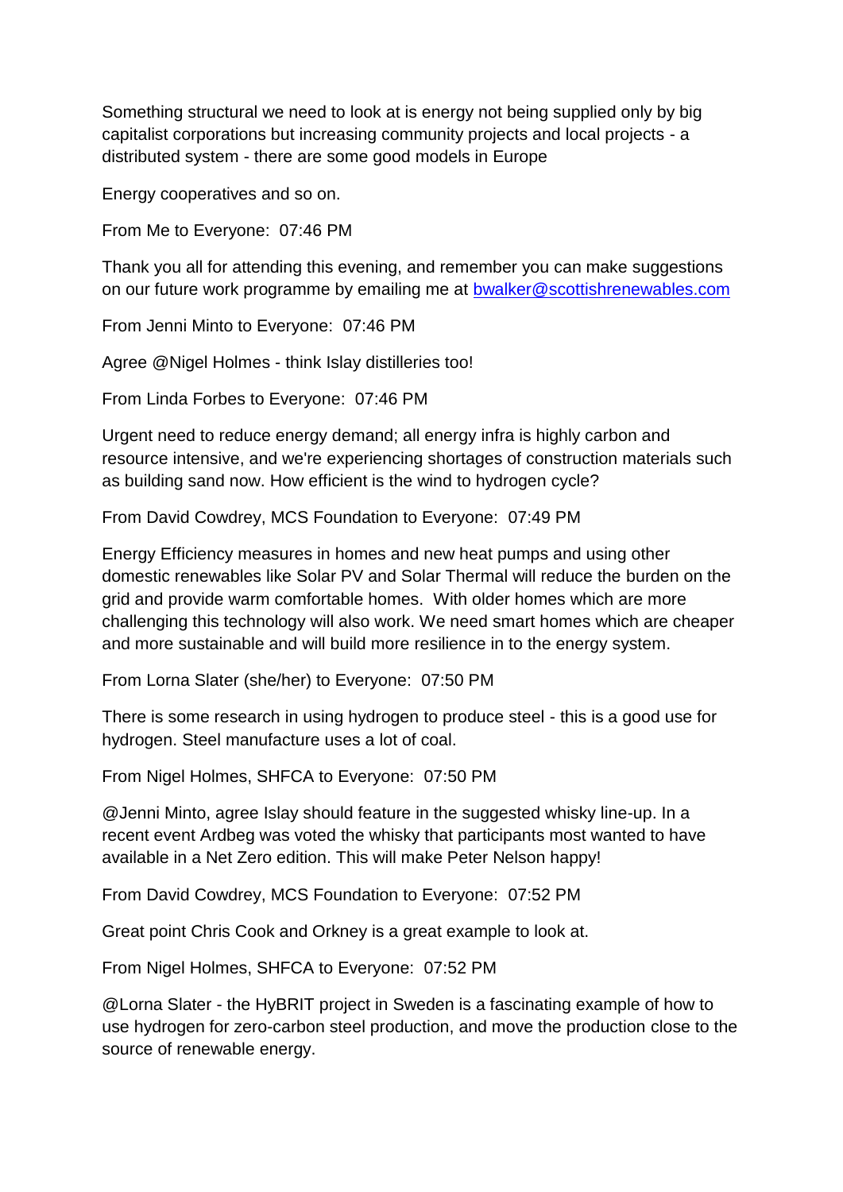Something structural we need to look at is energy not being supplied only by big capitalist corporations but increasing community projects and local projects - a distributed system - there are some good models in Europe

Energy cooperatives and so on.

From Me to Everyone:  07:46 PM

Thank you all for attending this evening, and remember you can make suggestions on our future work programme by emailing me at [bwalker@scottishrenewables.com](mailto:bwalker@scottishrenewables.com)

From Jenni Minto to Everyone:  07:46 PM

Agree @Nigel Holmes - think Islay distilleries too!

From Linda Forbes to Everyone:  07:46 PM

Urgent need to reduce energy demand; all energy infra is highly carbon and resource intensive, and we're experiencing shortages of construction materials such as building sand now. How efficient is the wind to hydrogen cycle?

From David Cowdrey, MCS Foundation to Everyone:  07:49 PM

Energy Efficiency measures in homes and new heat pumps and using other domestic renewables like Solar PV and Solar Thermal will reduce the burden on the grid and provide warm comfortable homes.  With older homes which are more challenging this technology will also work. We need smart homes which are cheaper and more sustainable and will build more resilience in to the energy system.

From Lorna Slater (she/her) to Everyone:  07:50 PM

There is some research in using hydrogen to produce steel - this is a good use for hydrogen. Steel manufacture uses a lot of coal.

From Nigel Holmes, SHFCA to Everyone:  07:50 PM

@Jenni Minto, agree Islay should feature in the suggested whisky line-up. In a recent event Ardbeg was voted the whisky that participants most wanted to have available in a Net Zero edition. This will make Peter Nelson happy!

From David Cowdrey, MCS Foundation to Everyone:  07:52 PM

Great point Chris Cook and Orkney is a great example to look at.

From Nigel Holmes, SHFCA to Everyone:  07:52 PM

@Lorna Slater - the HyBRIT project in Sweden is a fascinating example of how to use hydrogen for zero-carbon steel production, and move the production close to the source of renewable energy.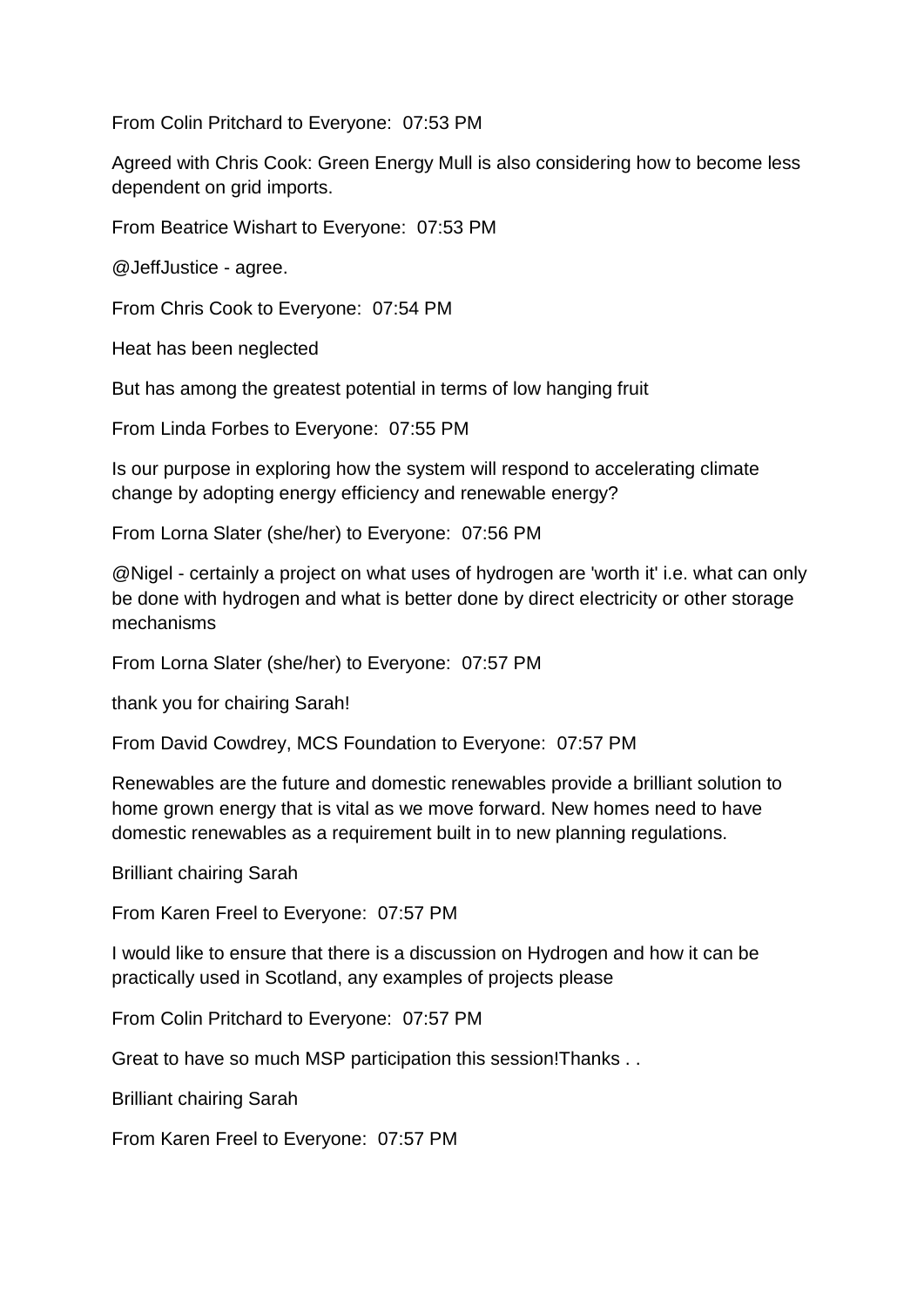From Colin Pritchard to Everyone: 07:53 PM

Agreed with Chris Cook: Green Energy Mull is also considering how to become less dependent on grid imports.

From Beatrice Wishart to Everyone: 07:53 PM

@JeffJustice - agree.

From Chris Cook to Everyone: 07:54 PM

Heat has been neglected

But has among the greatest potential in terms of low hanging fruit

From Linda Forbes to Everyone: 07:55 PM

Is our purpose in exploring how the system will respond to accelerating climate change by adopting energy efficiency and renewable energy?

From Lorna Slater (she/her) to Everyone: 07:56 PM

@Nigel - certainly a project on what uses of hydrogen are 'worth it' i.e. what can only be done with hydrogen and what is better done by direct electricity or other storage mechanisms

From Lorna Slater (she/her) to Everyone: 07:57 PM

thank you for chairing Sarah!

From David Cowdrey, MCS Foundation to Everyone: 07:57 PM

Renewables are the future and domestic renewables provide a brilliant solution to home grown energy that is vital as we move forward. New homes need to have domestic renewables as a requirement built in to new planning regulations.

Brilliant chairing Sarah

From Karen Freel to Everyone: 07:57 PM

I would like to ensure that there is a discussion on Hydrogen and how it can be practically used in Scotland, any examples of projects please

From Colin Pritchard to Everyone: 07:57 PM

Great to have so much MSP participation this session!Thanks . .

Brilliant chairing Sarah

From Karen Freel to Everyone: 07:57 PM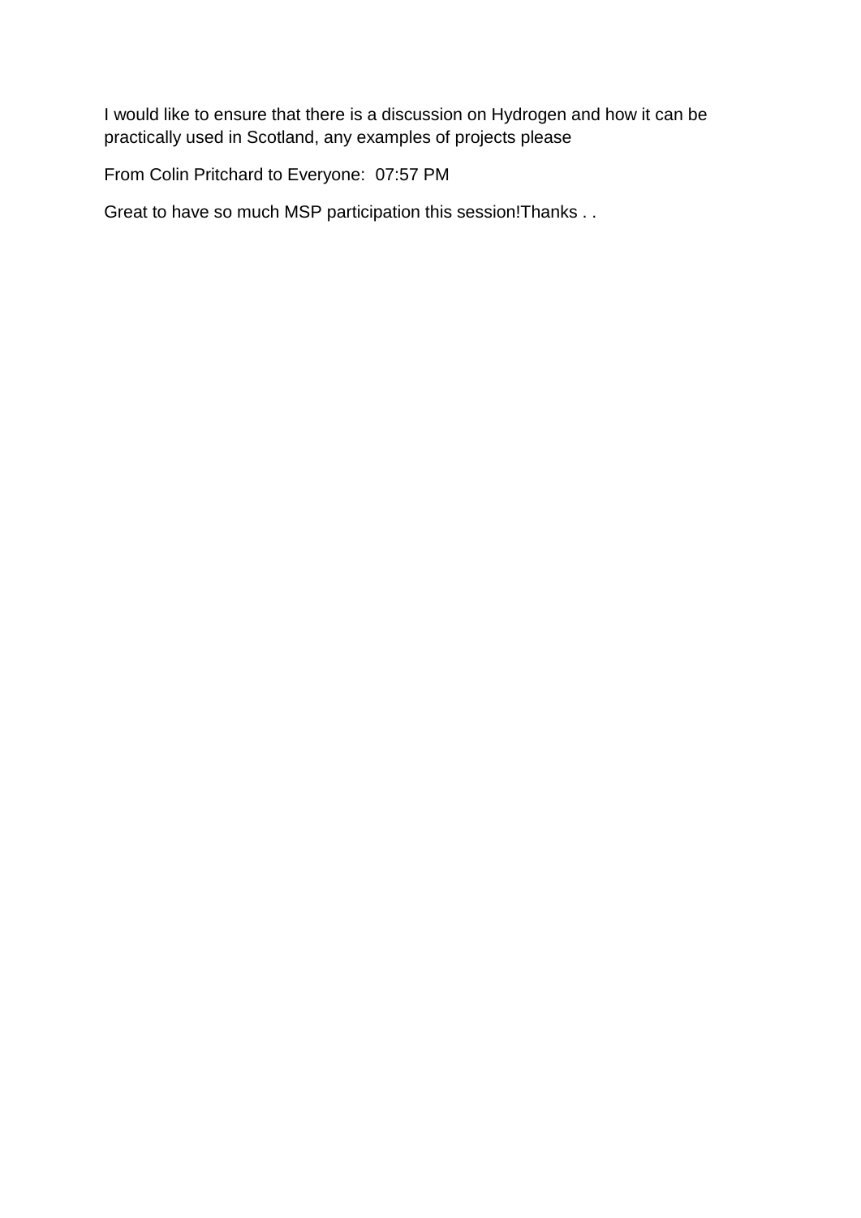I would like to ensure that there is a discussion on Hydrogen and how it can be practically used in Scotland, any examples of projects please

From Colin Pritchard to Everyone:  07:57 PM

Great to have so much MSP participation this session!Thanks . .